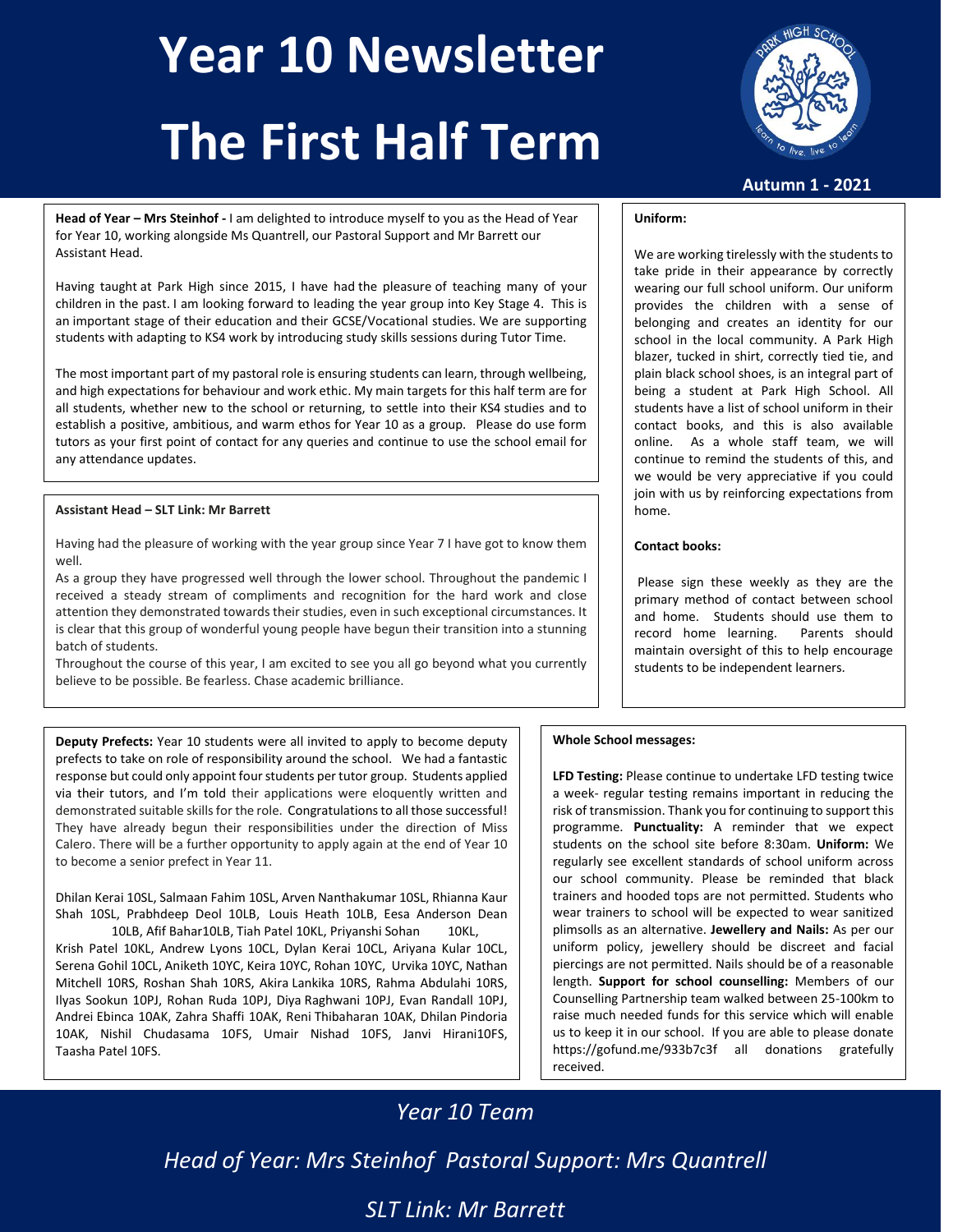# Year 10 Newsletter

# The First Half Term

**Autumn 1 - 2021**

**Head of Year – Mrs Steinhof -** I am delighted to introduce myself to you as the Head of Year for Year 10, working alongside Ms Quantrell, our Pastoral Support and Mr Barrett our Assistant Head.

Having taught at Park High since 2015, I have had the pleasure of teaching many of your children in the past. I am looking forward to leading the year group into Key Stage 4. This is an important stage of their education and their GCSE/Vocational studies. We are supporting students with adapting to KS4 work by introducing study skills sessions during Tutor Time.

The most important part of my pastoral role is ensuring students can learn, through wellbeing, and high expectations for behaviour and work ethic. My main targets for this half term are for all students, whether new to the school or returning, to settle into their KS4 studies and to establish a positive, ambitious, and warm ethos for Year 10 as a group. Please do use form tutors as your first point of contact for any queries and continue to use the school email for any attendance updates.

**Assistant Head – SLT Link: Mr Barrett**

Having had the pleasure of working with the year group since Year 7 I have got to know them well.

As a group they have progressed well through the lower school. Throughout the pandemic I received a steady stream of compliments and recognition for the hard work and close attention they demonstrated towards their studies, even in such exceptional circumstances. It is clear that this group of wonderful young people have begun their transition into a stunning batch of students.

Throughout the course of this year, I am excited to see you all go beyond what you currently believe to be possible. Be fearless. Chase academic brilliance.

**Uniform:**

We are working tirelessly with the students to take pride in their appearance by correctly wearing our full school uniform. Our uniform provides the children with a sense of belonging and creates an identity for our school in the local community. A Park High blazer, tucked in shirt, correctly tied tie, and plain black school shoes, is an integral part of being a student at Park High School. All students have a list of school uniform in their contact books, and this is also available online. As a whole staff team, we will continue to remind the students of this, and we would be very appreciative if you could join with us by reinforcing expectations from home.

**Contact books:**

Please sign these weekly as they are the primary method of contact between school and home. Students should use them to record home learning. Parents should maintain oversight of this to help encourage students to be independent learners.

**Deputy Prefects:** Year 10 students were all invited to apply to become deputy prefects to take on role of responsibility around the school. We had a fantastic response but could only appoint four students per tutor group. Students applied via their tutors, and I'm told their applications were eloquently written and demonstrated suitable skills for the role. Congratulations to all those successful! They have already begun their responsibilities under the direction of Miss Calero. There will be a further opportunity to apply again at the end of Year 10 to become a senior prefect in Year 11.

Dhilan Kerai 10SL, Salmaan Fahim 10SL, Arven Nanthakumar 10SL, Rhianna Kaur Shah 10SL, Prabhdeep Deol 10LB, Louis Heath 10LB, Eesa Anderson Dean 10LB, Afif Bahar10LB, Tiah Patel 10KL, Priyanshi Sohan 10KL, Krish Patel 10KL, Andrew Lyons 10CL, Dylan Kerai 10CL, Ariyana Kular 10CL, Serena Gohil 10CL, Aniketh 10YC, Keira 10YC, Rohan 10YC, Urvika 10YC, Nathan Mitchell 10RS, Roshan Shah 10RS, Akira Lankika 10RS, Rahma Abdulahi 10RS, Ilyas Sookun 10PJ, Rohan Ruda 10PJ, Diya Raghwani 10PJ, Evan Randall 10PJ, Andrei Ebinca 10AK, Zahra Shaffi 10AK, Reni Thibaharan 10AK, Dhilan Pindoria 10AK, Nishil Chudasama 10FS, Umair Nishad 10FS, Janvi Hirani10FS, Taasha Patel 10FS.

**Whole School messages:**

**LFD Testing:** Please continue to undertake LFD testing twice a week- regular testing remains important in reducing the risk of transmission. Thank you for continuing to support this programme. **Punctuality:** A reminder that we expect students on the school site before 8:30am. **Uniform:** We regularly see excellent standards of school uniform across our school community. Please be reminded that black trainers and hooded tops are not permitted. Students who wear trainers to school will be expected to wear sanitized plimsolls as an alternative. **Jewellery and Nails:** As per our uniform policy, jewellery should be discreet and facial piercings are not permitted. Nails should be of a reasonable length. **Support for school counselling:** Members of our Counselling Partnership team walked between 25-100km to raise much needed funds for this service which will enable us to keep it in our school. If you are able to please donate https://gofund.me/933b7c3f all donations gratefully received.

*Year 10 Team*

*Head of Year: Mrs Steinhof Pastoral Support: Mrs Quantrell*

*SLT Link: Mr Barrett*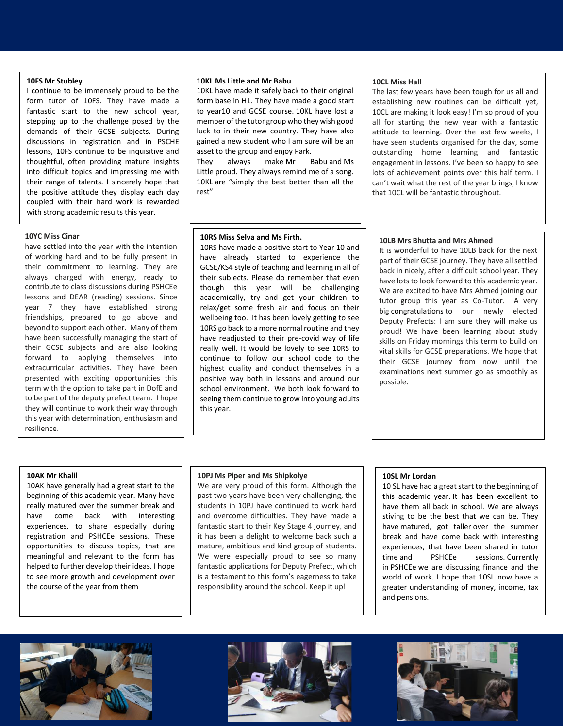### 10FS Mr Stubley

I continue to be immensely proud to be the form tutor of 10FS. They have made a fantastic start to the new school year, stepping up to the challenge posed by the demands of their GCSE subjects. During discussions in registration and in PSCHE lessons, 10FS continue to be inquisitive and thoughtful, often providing mature insights into difficult topics and impressing me with their range of talents. I sincerely hope that the positive attitude they display each day coupled with their hard work is rewarded with strong academic results this year.

### 10KL Ms Little and Mr Babu

10KL have made it safely back to their original form base in H1. They have made a good start to year10 and GCSE course. 10KL have lost a member of the tutor group who they wish good luck to in their new country. They have also gained a new student who I am sure will be an asset to the group and enjoy Park.

They always make Mr Babu and Ms Little proud. They always remind me of a song. 10KL are "simply the best better than all the rest"

### 10CL Miss Hall

The last few years have been tough for us all and establishing new routines can be difficult yet, 10CL are making it look easy! I'm so proud of you all for starting the new year with a fantastic attitude to learning. Over the last few weeks, I have seen students organised for the day, some outstanding home learning and fantastic engagement in lessons. I've been so happy to see lots of achievement points over this half term. I can't wait what the rest of the year brings, I know that 10CL will be fantastic throughout.

### 10YC Miss Cinar

have settled into the year with the intention of working hard and to be fully present in their commitment to learning. They are always charged with energy, ready to contribute to class discussions during PSHCEe lessons and DEAR (reading) sessions. Since year 7 they have established strong friendships, prepared to go above and beyond to support each other. Many of them have been successfully managing the start of their GCSE subjects and are also looking forward to applying themselves into extracurricular activities. They have been presented with exciting opportunities this term with the option to take part in DofE and to be part of the deputy prefect team. I hope they will continue to work their way through this year with determination, enthusiasm and resilience.

### 10RS Miss Selva and Ms Firth.

10RS have made a positive start to Year 10 and have already started to experience the GCSE/KS4 style of teaching and learning in all of their subjects. Please do remember that even though this year will be challenging academically, try and get your children to relax/get some fresh air and focus on their wellbeing too. It has been lovely getting to see 10RS go back to a more normal routine and they have readjusted to their pre-covid way of life really well. It would be lovely to see 10RS to continue to follow our school code to the highest quality and conduct themselves in a positive way both in lessons and around our school environment. We both look forward to seeing them continue to grow into young adults this year.

### 10LB Mrs Bhutta and Mrs Ahmed

It is wonderful to have 10LB back for the next part of their GCSE journey. They have all settled back in nicely, after a difficult school year. They have lots to look forward to this academic year. We are excited to have Mrs Ahmed joining our tutor group this year as Co-Tutor. A very big congratulations to our newly elected Deputy Prefects: I am sure they will make us proud! We have been learning about study skills on Friday mornings this term to build on vital skills for GCSE preparations. We hope that their GCSE journey from now until the examinations next summer go as smoothly as possible.

### 10AK Mr Khalil

10AK have generally had a great start to the beginning of this academic year. Many have really matured over the summer break and have come back with interesting experiences, to share especially during registration and PSHCEe sessions. These opportunities to discuss topics, that are meaningful and relevant to the form has helped to further develop their ideas. I hope to see more growth and development over the course of the year from them

### 10PJ Ms Piper and Ms Shipkolye

We are very proud of this form. Although the past two years have been very challenging, the students in 10PJ have continued to work hard and overcome difficulties. They have made a fantastic start to their Key Stage 4 journey, and it has been a delight to welcome back such a mature, ambitious and kind group of students. We were especially proud to see so many fantastic applications for Deputy Prefect, which is a testament to this form's eagerness to take responsibility around the school. Keep it up!

### 10SL Mr Lordan

10 SL have had a great start to the beginning of this academic year. It has been excellent to have them all back in school. We are always stiving to be the best that we can be. They have matured, got taller over the summer break and have come back with interesting experiences, that have been shared in tutor time and PSHCEe sessions. Currently in PSHCEe we are discussing finance and the world of work. I hope that 10SL now have a greater understanding of money, income, tax and pensions.